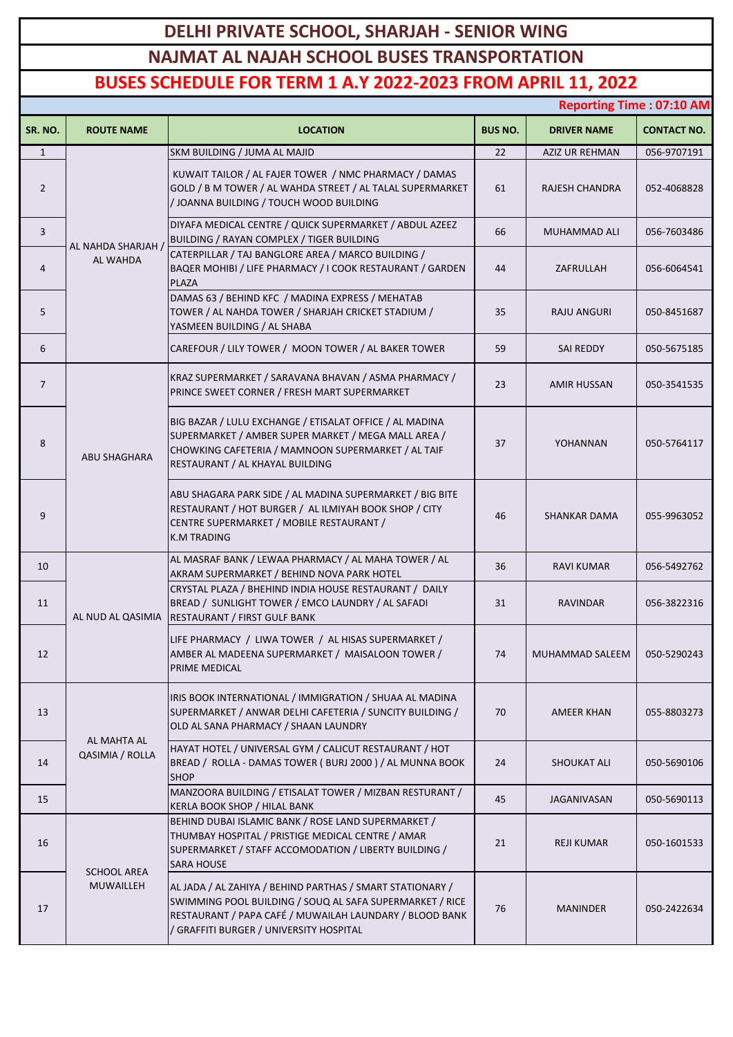# DELHI PRIVATE SCHOOL, SHARJAH - SENIOR WING

## NAJMAT AL NAJAH SCHOOL BUSES TRANSPORTATION

## BUSES SCHEDULE FOR TERM 1 A.Y 2022-2023 FROM APRIL 11, 2022

**Reporting Time : 07:10 AM**

| SR. NO. | ROUTE NAME | LOCATION | BUS NO. | DRIVER NAME | CONTACT NO. |
|---|---|---|---|---|---|
| 1 | AL NAHDA SHARJAH / AL WAHDA | SKM BUILDING / JUMA AL MAJID | 22 | AZIZ UR REHMAN | 056-9707191 |
| 2 | | KUWAIT TAILOR / AL FAJER TOWER / NMC PHARMACY / DAMAS GOLD / B M TOWER / AL WAHDA STREET / AL TALAL SUPERMARKET / JOANNA BUILDING / TOUCH WOOD BUILDING | 61 | RAJESH CHANDRA | 052-4068828 |
| 3 | | DIYAFA MEDICAL CENTRE / QUICK SUPERMARKET / ABDUL AZEEZ BUILDING / RAYAN COMPLEX / TIGER BUILDING | 66 | MUHAMMAD ALI | 056-7603486 |
| 4 | | CATERPILLAR / TAJ BANGLORE AREA / MARCO BUILDING / BAQER MOHIBI / LIFE PHARMACY / I COOK RESTAURANT / GARDEN PLAZA | 44 | ZAFRULLAH | 056-6064541 |
| 5 | | DAMAS 63 / BEHIND KFC / MADINA EXPRESS / MEHATAB TOWER / AL NAHDA TOWER / SHARJAH CRICKET STADIUM / YASMEEN BUILDING / AL SHABA | 35 | RAJU ANGURI | 050-8451687 |
| 6 | | CAREFOUR / LILY TOWER / MOON TOWER / AL BAKER TOWER | 59 | SAI REDDY | 050-5675185 |
| 7 | ABU SHAGHARA | KRAZ SUPERMARKET / SARAVANA BHAVAN / ASMA PHARMACY / PRINCE SWEET CORNER / FRESH MART SUPERMARKET | 23 | AMIR HUSSAN | 050-3541535 |
| 8 | | BIG BAZAR / LULU EXCHANGE / ETISALAT OFFICE / AL MADINA SUPERMARKET / AMBER SUPER MARKET / MEGA MALL AREA / CHOWKING CAFETERIA / MAMNOON SUPERMARKET / AL TAIF RESTAURANT / AL KHAYAL BUILDING | 37 | YOHANNAN | 050-5764117 |
| 9 | | ABU SHAGARA PARK SIDE / AL MADINA SUPERMARKET / BIG BITE RESTAURANT / HOT BURGER / AL ILMIYAH BOOK SHOP / CITY CENTRE SUPERMARKET / MOBILE RESTAURANT / K.M TRADING | 46 | SHANKAR DAMA | 055-9963052 |
| 10 | AL NUD AL QASIMIA | AL MASRAF BANK / LEWAA PHARMACY / AL MAHA TOWER / AL AKRAM SUPERMARKET / BEHIND NOVA PARK HOTEL | 36 | RAVI KUMAR | 056-5492762 |
| 11 | | CRYSTAL PLAZA / BHEHIND INDIA HOUSE RESTAURANT / DAILY BREAD / SUNLIGHT TOWER / EMCO LAUNDRY / AL SAFADI RESTAURANT / FIRST GULF BANK | 31 | RAVINDAR | 056-3822316 |
| 12 | | LIFE PHARMACY / LIWA TOWER / AL HISAS SUPERMARKET / AMBER AL MADEENA SUPERMARKET / MAISALOON TOWER / PRIME MEDICAL | 74 | MUHAMMAD SALEEM | 050-5290243 |
| 13 | AL MAHTA AL QASIMIA / ROLLA | IRIS BOOK INTERNATIONAL / IMMIGRATION / SHUAA AL MADINA SUPERMARKET / ANWAR DELHI CAFETERIA / SUNCITY BUILDING / OLD AL SANA PHARMACY / SHAAN LAUNDRY | 70 | AMEER KHAN | 055-8803273 |
| 14 | | HAYAT HOTEL / UNIVERSAL GYM / CALICUT RESTAURANT / HOT BREAD / ROLLA - DAMAS TOWER ( BURJ 2000 ) / AL MUNNA BOOK SHOP | 24 | SHOUKAT ALI | 050-5690106 |
| 15 | | MANZOORA BUILDING / ETISALAT TOWER / MIZBAN RESTURANT / KERLA BOOK SHOP / HILAL BANK | 45 | JAGANIVASAN | 050-5690113 |
| 16 | SCHOOL AREA MUWAILLEH | BEHIND DUBAI ISLAMIC BANK / ROSE LAND SUPERMARKET / THUMBAY HOSPITAL / PRISTIGE MEDICAL CENTRE / AMAR SUPERMARKET / STAFF ACCOMODATION / LIBERTY BUILDING / SARA HOUSE | 21 | REJI KUMAR | 050-1601533 |
| 17 | | AL JADA / AL ZAHIYA / BEHIND PARTHAS / SMART STATIONARY / SWIMMING POOL BUILDING / SOUQ AL SAFA SUPERMARKET / RICE RESTAURANT / PAPA CAFÉ / MUWAILAH LAUNDARY / BLOOD BANK / GRAFFITI BURGER / UNIVERSITY HOSPITAL | 76 | MANINDER | 050-2422634 |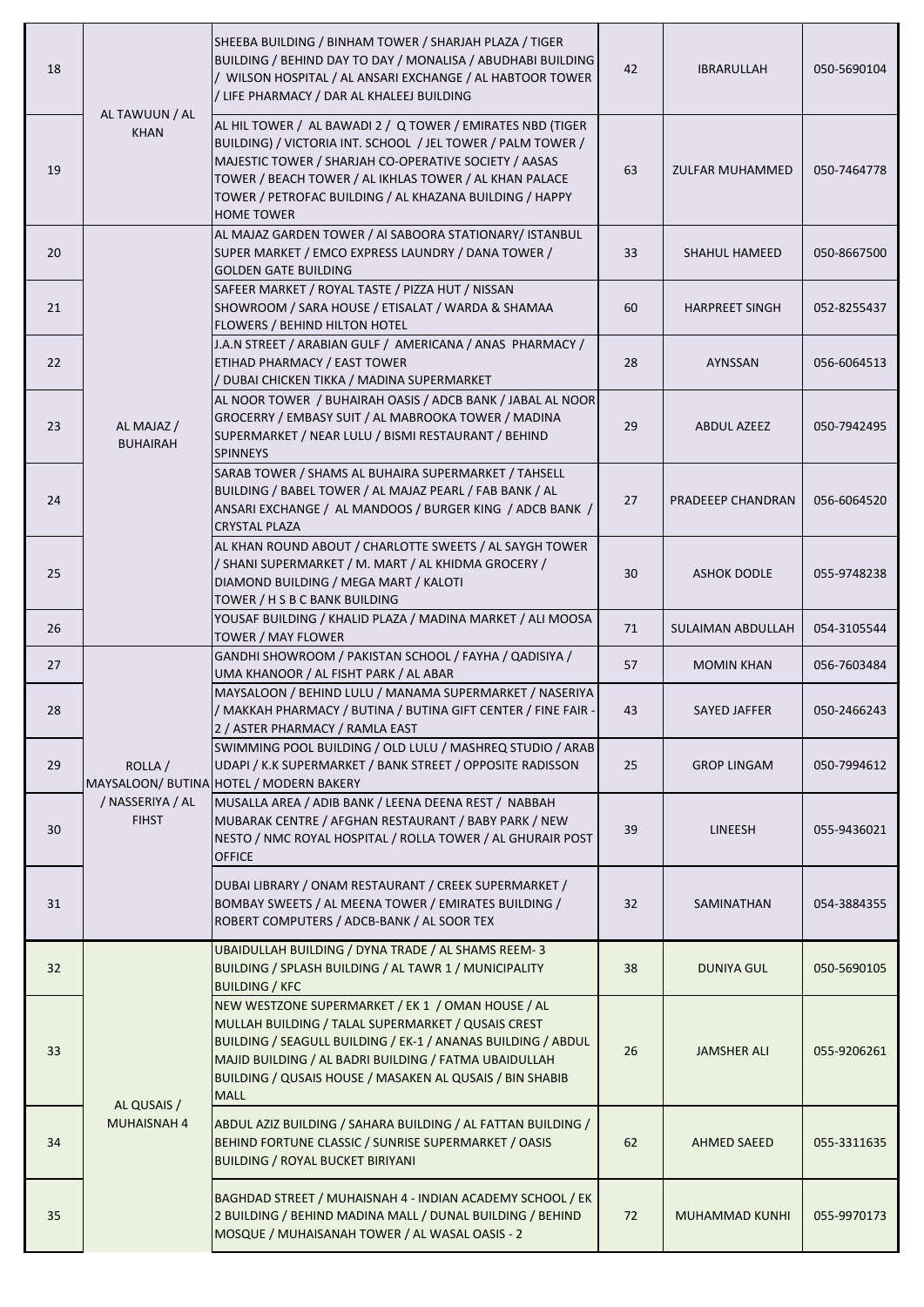| | | | | | |
|---|---|---|---|---|---|
| 18 | AL TAWUUN / AL KHAN | SHEEBA BUILDING / BINHAM TOWER / SHARJAH PLAZA / TIGER BUILDING / BEHIND DAY TO DAY / MONALISA / ABUDHABI BUILDING / WILSON HOSPITAL / AL ANSARI EXCHANGE / AL HABTOOR TOWER / LIFE PHARMACY / DAR AL KHALEEJ BUILDING | 42 | IBRARULLAH | 050-5690104 |
| 19 | | AL HIL TOWER / AL BAWADI 2 / Q TOWER / EMIRATES NBD (TIGER BUILDING) / VICTORIA INT. SCHOOL / JEL TOWER / PALM TOWER / MAJESTIC TOWER / SHARJAH CO-OPERATIVE SOCIETY / AASAS TOWER / BEACH TOWER / AL IKHLAS TOWER / AL KHAN PALACE TOWER / PETROFAC BUILDING / AL KHAZANA BUILDING / HAPPY HOME TOWER | 63 | ZULFAR MUHAMMED | 050-7464778 |
| 20 | AL MAJAZ / BUHAIRAH | AL MAJAZ GARDEN TOWER / Al SABOORA STATIONARY/ ISTANBUL SUPER MARKET / EMCO EXPRESS LAUNDRY / DANA TOWER / GOLDEN GATE BUILDING | 33 | SHAHUL HAMEED | 050-8667500 |
| 21 | | SAFEER MARKET / ROYAL TASTE / PIZZA HUT / NISSAN SHOWROOM / SARA HOUSE / ETISALAT / WARDA & SHAMAA FLOWERS / BEHIND HILTON HOTEL | 60 | HARPREET SINGH | 052-8255437 |
| 22 | | J.A.N STREET / ARABIAN GULF / AMERICANA / ANAS PHARMACY / ETIHAD PHARMACY / EAST TOWER / DUBAI CHICKEN TIKKA / MADINA SUPERMARKET | 28 | AYNSSAN | 056-6064513 |
| 23 | | AL NOOR TOWER / BUHAIRAH OASIS / ADCB BANK / JABAL AL NOOR GROCERRY / EMBASY SUIT / AL MABROOKA TOWER / MADINA SUPERMARKET / NEAR LULU / BISMI RESTAURANT / BEHIND SPINNEYS | 29 | ABDUL AZEEZ | 050-7942495 |
| 24 | | SARAB TOWER / SHAMS AL BUHAIRA SUPERMARKET / TAHSELL BUILDING / BABEL TOWER / AL MAJAZ PEARL / FAB BANK / AL ANSARI EXCHANGE / AL MANDOOS / BURGER KING / ADCB BANK / CRYSTAL PLAZA | 27 | PRADEEEP CHANDRAN | 056-6064520 |
| 25 | | AL KHAN ROUND ABOUT / CHARLOTTE SWEETS / AL SAYGH TOWER / SHANI SUPERMARKET / M. MART / AL KHIDMA GROCERY / DIAMOND BUILDING / MEGA MART / KALOTI TOWER / H S B C BANK BUILDING | 30 | ASHOK DODLE | 055-9748238 |
| 26 | | YOUSAF BUILDING / KHALID PLAZA / MADINA MARKET / ALI MOOSA TOWER / MAY FLOWER | 71 | SULAIMAN ABDULLAH | 054-3105544 |
| 27 | ROLLA / MAYSALOON/ BUTINA / NASSERIYA / AL FIHST | GANDHI SHOWROOM / PAKISTAN SCHOOL / FAYHA / QADISIYA / UMA KHANOOR / AL FISHT PARK / AL ABAR | 57 | MOMIN KHAN | 056-7603484 |
| 28 | | MAYSALOON / BEHIND LULU / MANAMA SUPERMARKET / NASERIYA / MAKKAH PHARMACY / BUTINA / BUTINA GIFT CENTER / FINE FAIR - 2 / ASTER PHARMACY / RAMLA EAST | 43 | SAYED JAFFER | 050-2466243 |
| 29 | | SWIMMING POOL BUILDING / OLD LULU / MASHREQ STUDIO / ARAB UDAPI / K.K SUPERMARKET / BANK STREET / OPPOSITE RADISSON HOTEL / MODERN BAKERY | 25 | GROP LINGAM | 050-7994612 |
| 30 | | MUSALLA AREA / ADIB BANK / LEENA DEENA REST / NABBAH MUBARAK CENTRE / AFGHAN RESTAURANT / BABY PARK / NEW NESTO / NMC ROYAL HOSPITAL / ROLLA TOWER / AL GHURAIR POST OFFICE | 39 | LINEESH | 055-9436021 |
| 31 | | DUBAI LIBRARY / ONAM RESTAURANT / CREEK SUPERMARKET / BOMBAY SWEETS / AL MEENA TOWER / EMIRATES BUILDING / ROBERT COMPUTERS / ADCB-BANK / AL SOOR TEX | 32 | SAMINATHAN | 054-3884355 |
| 32 | AL QUSAIS / MUHAISNAH 4 | UBAIDULLAH BUILDING / DYNA TRADE / AL SHAMS REEM- 3 BUILDING / SPLASH BUILDING / AL TAWR 1 / MUNICIPALITY BUILDING / KFC | 38 | DUNIYA GUL | 050-5690105 |
| 33 | | NEW WESTZONE SUPERMARKET / EK 1 / OMAN HOUSE / AL MULLAH BUILDING / TALAL SUPERMARKET / QUSAIS CREST BUILDING / SEAGULL BUILDING / EK-1 / ANANAS BUILDING / ABDUL MAJID BUILDING / AL BADRI BUILDING / FATMA UBAIDULLAH BUILDING / QUSAIS HOUSE / MASAKEN AL QUSAIS / BIN SHABIB MALL | 26 | JAMSHER ALI | 055-9206261 |
| 34 | | ABDUL AZIZ BUILDING / SAHARA BUILDING / AL FATTAN BUILDING / BEHIND FORTUNE CLASSIC / SUNRISE SUPERMARKET / OASIS BUILDING / ROYAL BUCKET BIRIYANI | 62 | AHMED SAEED | 055-3311635 |
| 35 | | BAGHDAD STREET / MUHAISNAH 4 - INDIAN ACADEMY SCHOOL / EK 2 BUILDING / BEHIND MADINA MALL / DUNAL BUILDING / BEHIND MOSQUE / MUHAISANAH TOWER / AL WASAL OASIS - 2 | 72 | MUHAMMAD KUNHI | 055-9970173 |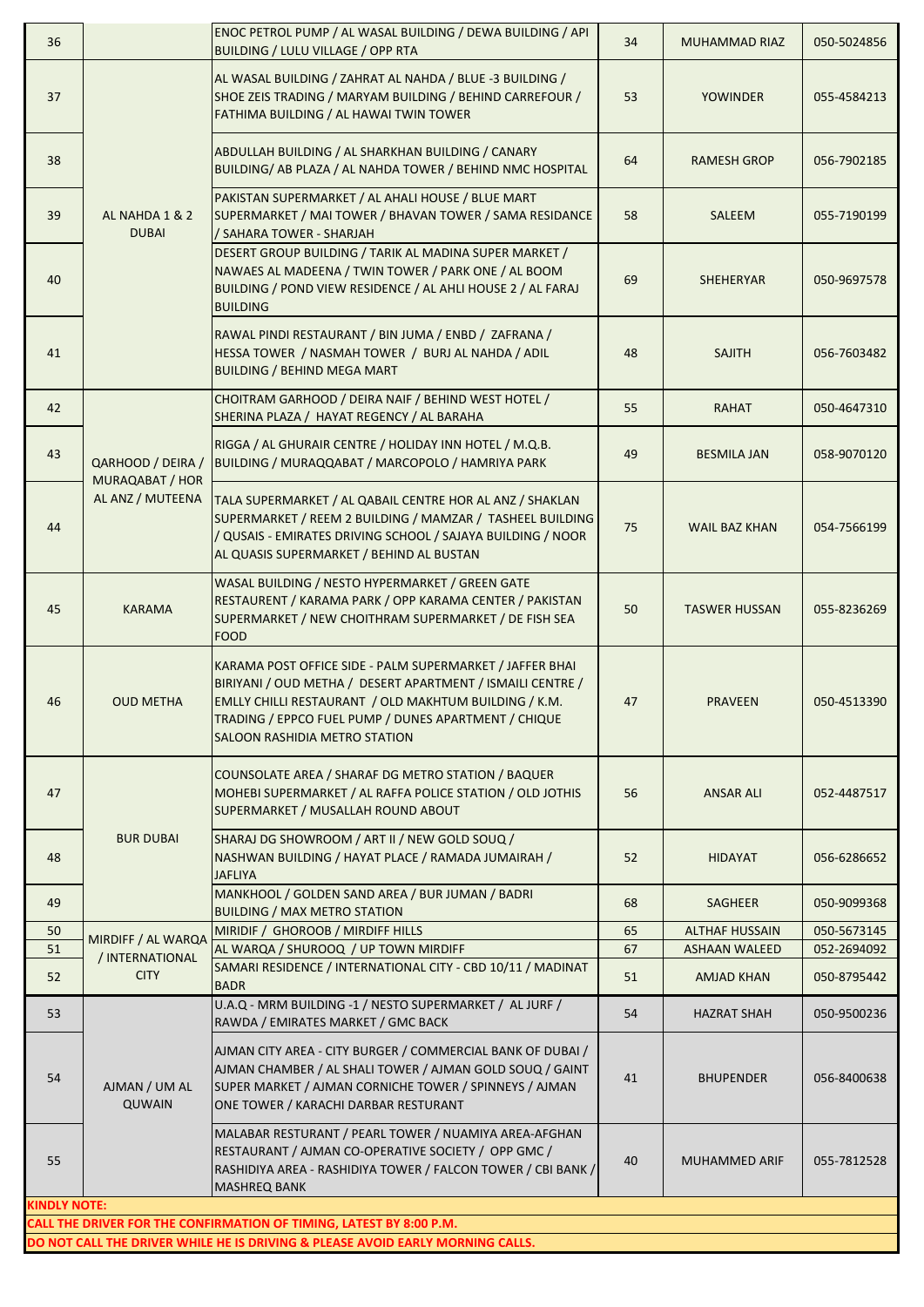| | | | | | |
|---|---|---|---|---|---|
| 36 | | ENOC PETROL PUMP / AL WASAL BUILDING / DEWA BUILDING / API BUILDING / LULU VILLAGE / OPP RTA | 34 | MUHAMMAD RIAZ | 050-5024856 |
| 37 | AL NAHDA 1 & 2 DUBAI | AL WASAL BUILDING / ZAHRAT AL NAHDA / BLUE -3 BUILDING / SHOE ZEIS TRADING / MARYAM BUILDING / BEHIND CARREFOUR / FATHIMA BUILDING / AL HAWAI TWIN TOWER | 53 | YOWINDER | 055-4584213 |
| 38 | | ABDULLAH BUILDING / AL SHARKHAN BUILDING / CANARY BUILDING/ AB PLAZA / AL NAHDA TOWER / BEHIND NMC HOSPITAL | 64 | RAMESH GROP | 056-7902185 |
| 39 | | PAKISTAN SUPERMARKET / AL AHALI HOUSE / BLUE MART SUPERMARKET / MAI TOWER / BHAVAN TOWER / SAMA RESIDANCE / SAHARA TOWER - SHARJAH | 58 | SALEEM | 055-7190199 |
| 40 | | DESERT GROUP BUILDING / TARIK AL MADINA SUPER MARKET / NAWAES AL MADEENA / TWIN TOWER / PARK ONE / AL BOOM BUILDING / POND VIEW RESIDENCE / AL AHLI HOUSE 2 / AL FARAJ BUILDING | 69 | SHEHERYAR | 050-9697578 |
| 41 | | RAWAL PINDI RESTAURANT / BIN JUMA / ENBD / ZAFRANA / HESSA TOWER / NASMAH TOWER / BURJ AL NAHDA / ADIL BUILDING / BEHIND MEGA MART | 48 | SAJITH | 056-7603482 |
| 42 | QARHOOD / DEIRA / MURAQABAT / HOR AL ANZ / MUTEENA | CHOITRAM GARHOOD / DEIRA NAIF / BEHIND WEST HOTEL / SHERINA PLAZA / HAYAT REGENCY / AL BARAHA | 55 | RAHAT | 050-4647310 |
| 43 | | RIGGA / AL GHURAIR CENTRE / HOLIDAY INN HOTEL / M.Q.B. BUILDING / MURAQQABAT / MARCOPOLO / HAMRIYA PARK | 49 | BESMILA JAN | 058-9070120 |
| 44 | | TALA SUPERMARKET / AL QABAIL CENTRE HOR AL ANZ / SHAKLAN SUPERMARKET / REEM 2 BUILDING / MAMZAR / TASHEEL BUILDING / QUSAIS - EMIRATES DRIVING SCHOOL / SAJAYA BUILDING / NOOR AL QUASIS SUPERMARKET / BEHIND AL BUSTAN | 75 | WAIL BAZ KHAN | 054-7566199 |
| 45 | KARAMA | WASAL BUILDING / NESTO HYPERMARKET / GREEN GATE RESTAURENT / KARAMA PARK / OPP KARAMA CENTER / PAKISTAN SUPERMARKET / NEW CHOITHRAM SUPERMARKET / DE FISH SEA FOOD | 50 | TASWER HUSSAN | 055-8236269 |
| 46 | OUD METHA | KARAMA POST OFFICE SIDE - PALM SUPERMARKET / JAFFER BHAI BIRIYANI / OUD METHA / DESERT APARTMENT / ISMAILI CENTRE / EMLLY CHILLI RESTAURANT / OLD MAKHTUM BUILDING / K.M. TRADING / EPPCO FUEL PUMP / DUNES APARTMENT / CHIQUE SALOON RASHIDIA METRO STATION | 47 | PRAVEEN | 050-4513390 |
| 47 | BUR DUBAI | COUNSOLATE AREA / SHARAF DG METRO STATION / BAQUER MOHEBI SUPERMARKET / AL RAFFA POLICE STATION / OLD JOTHIS SUPERMARKET / MUSALLAH ROUND ABOUT | 56 | ANSAR ALI | 052-4487517 |
| 48 | | SHARAJ DG SHOWROOM / ART II / NEW GOLD SOUQ / NASHWAN BUILDING / HAYAT PLACE / RAMADA JUMAIRAH / JAFLIYA | 52 | HIDAYAT | 056-6286652 |
| 49 | | MANKHOOL / GOLDEN SAND AREA / BUR JUMAN / BADRI BUILDING / MAX METRO STATION | 68 | SAGHEER | 050-9099368 |
| 50 | MIRDIFF / AL WARQA / INTERNATIONAL CITY | MIRIDIF / GHOROOB / MIRDIFF HILLS | 65 | ALTHAF HUSSAIN | 050-5673145 |
| 51 | | AL WARQA / SHUROOQ / UP TOWN MIRDIFF | 67 | ASHAAN WALEED | 052-2694092 |
| 52 | | SAMARI RESIDENCE / INTERNATIONAL CITY - CBD 10/11 / MADINAT BADR | 51 | AMJAD KHAN | 050-8795442 |
| 53 | AJMAN / UM AL QUWAIN | U.A.Q - MRM BUILDING -1 / NESTO SUPERMARKET / AL JURF / RAWDA / EMIRATES MARKET / GMC BACK | 54 | HAZRAT SHAH | 050-9500236 |
| 54 | | AJMAN CITY AREA - CITY BURGER / COMMERCIAL BANK OF DUBAI / AJMAN CHAMBER / AL SHALI TOWER / AJMAN GOLD SOUQ / GAINT SUPER MARKET / AJMAN CORNICHE TOWER / SPINNEYS / AJMAN ONE TOWER / KARACHI DARBAR RESTURANT | 41 | BHUPENDER | 056-8400638 |
| 55 | | MALABAR RESTURANT / PEARL TOWER / NUAMIYA AREA-AFGHAN RESTAURANT / AJMAN CO-OPERATIVE SOCIETY / OPP GMC / RASHIDIYA AREA - RASHIDIYA TOWER / FALCON TOWER / CBI BANK / MASHREQ BANK | 40 | MUHAMMED ARIF | 055-7812528 |

**KINDLY NOTE:**

**CALL THE DRIVER FOR THE CONFIRMATION OF TIMING, LATEST BY 8:00 P.M.**

**DO NOT CALL THE DRIVER WHILE HE IS DRIVING & PLEASE AVOID EARLY MORNING CALLS.**